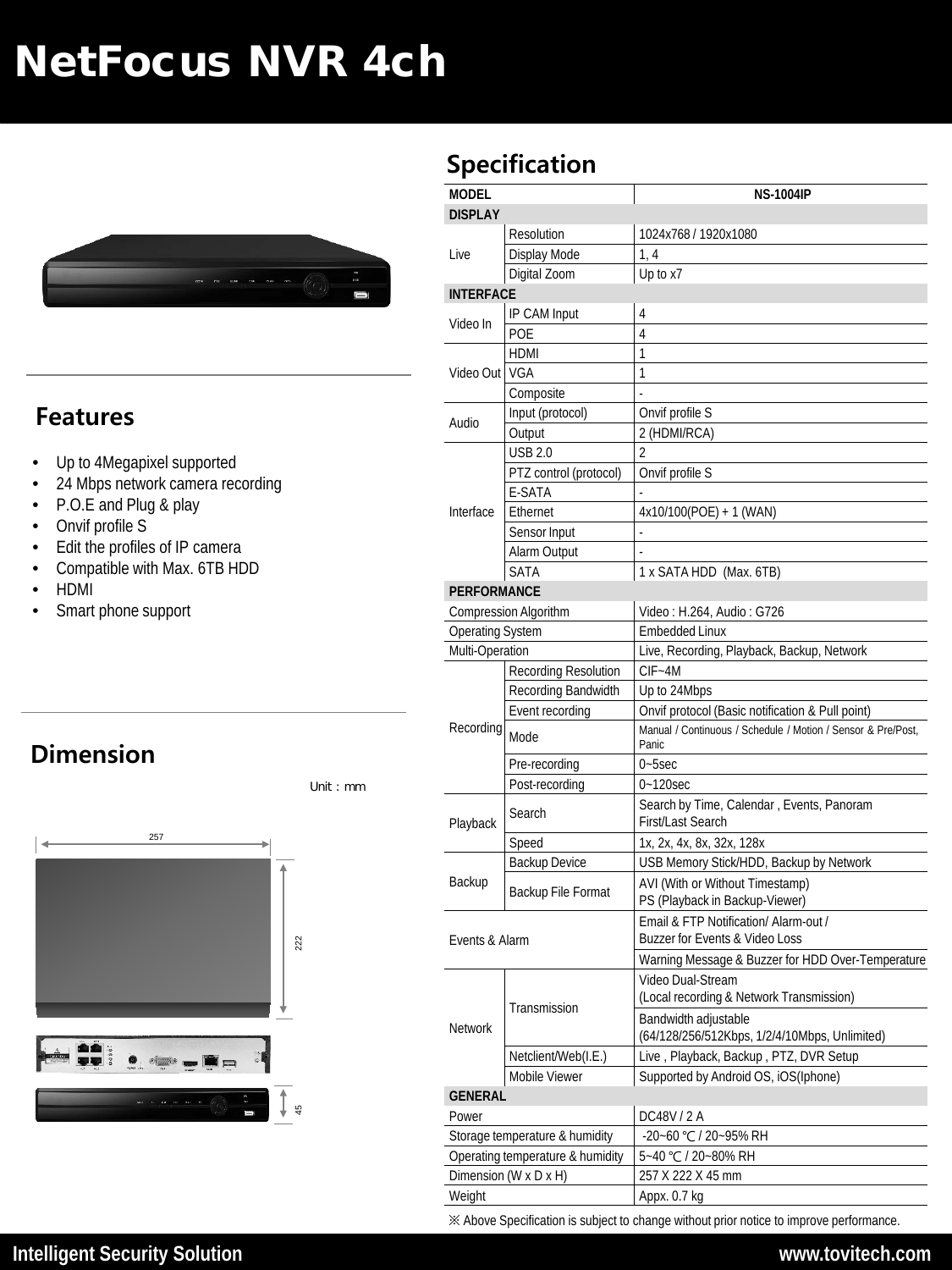# NetFocus NVR 4ch

## Features

- Up to 4Megapixel supported
- 24 Mbps network camera recording
- P.O.E and Plug & play
- Onvif profile S
- Edit the profiles of IP camera
- Compatible with Max. 6TB HDD
- HDMI
- Smart phone support

## Dimension

Unit : mm

257

222

45

## Specification

| MODEL | | NS-1004IP |
|---|---|---|
| **DISPLAY** | | |
| Live | Resolution | 1024x768 / 1920x1080 |
| | Display Mode | 1, 4 |
| | Digital Zoom | Up to x7 |
| **INTERFACE** | | |
| Video In | IP CAM Input | 4 |
| | POE | 4 |
| Video Out | HDMI | 1 |
| | VGA | 1 |
| | Composite | - |
| Audio | Input (protocol) | Onvif profile S |
| | Output | 2 (HDMI/RCA) |
| Interface | USB 2.0 | 2 |
| | PTZ control (protocol) | Onvif profile S |
| | E-SATA | - |
| | Ethernet | 4x10/100(POE) + 1 (WAN) |
| | Sensor Input | - |
| | Alarm Output | - |
| | SATA | 1 x SATA HDD (Max. 6TB) |
| **PERFORMANCE** | | |
| Compression Algorithm | | Video : H.264, Audio : G726 |
| Operating System | | Embedded Linux |
| Multi-Operation | | Live, Recording, Playback, Backup, Network |
| Recording | Recording Resolution | CIF~4M |
| | Recording Bandwidth | Up to 24Mbps |
| | Event recording | Onvif protocol (Basic notification & Pull point) |
| | Mode | Manual / Continuous / Schedule / Motion / Sensor & Pre/Post, Panic |
| | Pre-recording | 0~5sec |
| | Post-recording | 0~120sec |
| Playback | Search | Search by Time, Calendar , Events, Panoram<br>First/Last Search |
| | Speed | 1x, 2x, 4x, 8x, 32x, 128x |
| Backup | Backup Device | USB Memory Stick/HDD, Backup by Network |
| | Backup File Format | AVI (With or Without Timestamp)<br>PS (Playback in Backup-Viewer) |
| Events & Alarm | | Email & FTP Notification/ Alarm-out /<br>Buzzer for Events & Video Loss |
| | | Warning Message & Buzzer for HDD Over-Temperature |
| Network | Transmission | Video Dual-Stream<br>(Local recording & Network Transmission) |
| | | Bandwidth adjustable<br>(64/128/256/512Kbps, 1/2/4/10Mbps, Unlimited) |
| | Netclient/Web(I.E.) | Live , Playback, Backup , PTZ, DVR Setup |
| | Mobile Viewer | Supported by Android OS, iOS(Iphone) |
| **GENERAL** | | |
| Power | | DC48V / 2 A |
| Storage temperature & humidity | | -20~60 ℃ / 20~95% RH |
| Operating temperature & humidity | | 5~40 ℃ / 20~80% RH |
| Dimension (W x D x H) | | 257 X 222 X 45 mm |
| Weight | | Appx. 0.7 kg |

※ Above Specification is subject to change without prior notice to improve performance.

Intelligent Security Solution www.tovitech.com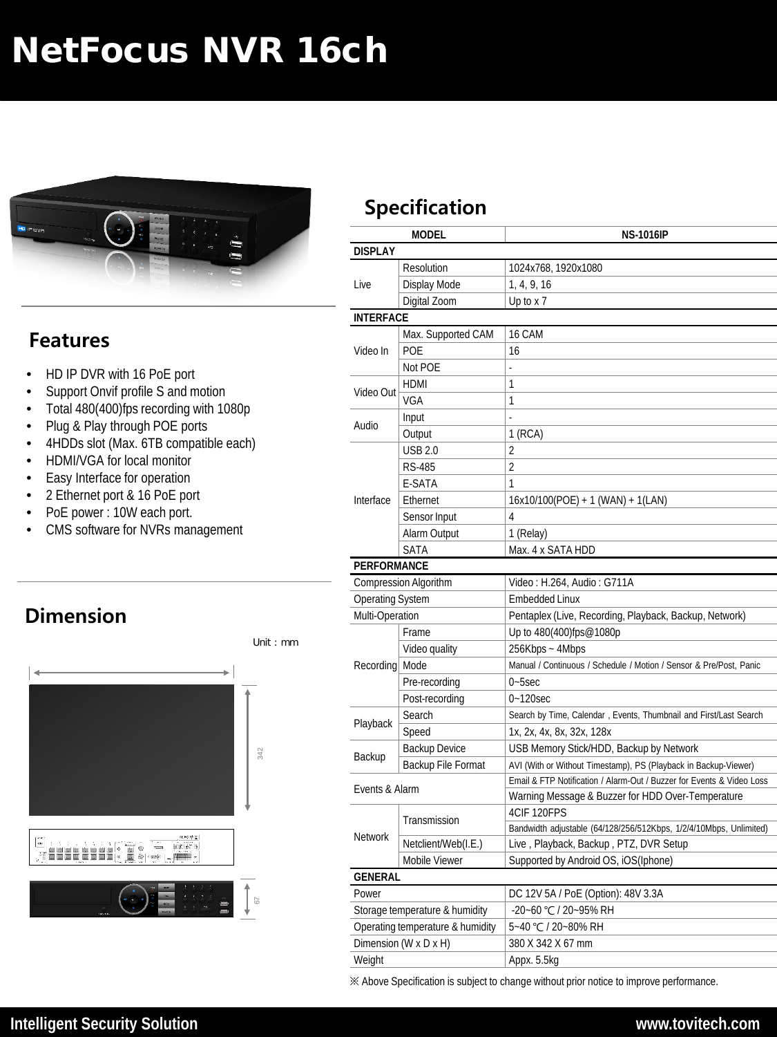# NetFocus NVR 16ch

## Features

- HD IP DVR with 16 PoE port
- Support Onvif profile S and motion
- Total 480(400)fps recording with 1080p
- Plug & Play through POE ports
- 4HDDs slot (Max. 6TB compatible each)
- HDMI/VGA for local monitor
- Easy Interface for operation
- 2 Ethernet port & 16 PoE port
- PoE power : 10W each port.
- CMS software for NVRs management

## Dimension

Unit : mm

342

67

## Specification

| MODEL | | NS-1016IP |
|---|---|---|
| **DISPLAY** | | |
| Live | Resolution | 1024x768, 1920x1080 |
| | Display Mode | 1, 4, 9, 16 |
| | Digital Zoom | Up to x 7 |
| **INTERFACE** | | |
| Video In | Max. Supported CAM | 16 CAM |
| | POE | 16 |
| | Not POE | - |
| Video Out | HDMI | 1 |
| | VGA | 1 |
| Audio | Input | - |
| | Output | 1 (RCA) |
| Interface | USB 2.0 | 2 |
| | RS-485 | 2 |
| | E-SATA | 1 |
| | Ethernet | 16x10/100(POE) + 1 (WAN) + 1(LAN) |
| | Sensor Input | 4 |
| | Alarm Output | 1 (Relay) |
| | SATA | Max. 4 x SATA HDD |
| **PERFORMANCE** | | |
| Compression Algorithm | | Video : H.264, Audio : G711A |
| Operating System | | Embedded Linux |
| Multi-Operation | | Pentaplex (Live, Recording, Playback, Backup, Network) |
| Recording | Frame | Up to 480(400)fps@1080p |
| | Video quality | 256Kbps ~ 4Mbps |
| | Mode | Manual / Continuous / Schedule / Motion / Sensor & Pre/Post, Panic |
| | Pre-recording | 0~5sec |
| | Post-recording | 0~120sec |
| Playback | Search | Search by Time, Calendar , Events, Thumbnail and First/Last Search |
| | Speed | 1x, 2x, 4x, 8x, 32x, 128x |
| Backup | Backup Device | USB Memory Stick/HDD, Backup by Network |
| | Backup File Format | AVI (With or Without Timestamp), PS (Playback in Backup-Viewer) |
| Events & Alarm | | Email & FTP Notification / Alarm-Out / Buzzer for Events & Video Loss |
| | | Warning Message & Buzzer for HDD Over-Temperature |
| Network | Transmission | 4CIF 120FPS |
| | | Bandwidth adjustable (64/128/256/512Kbps, 1/2/4/10Mbps, Unlimited) |
| | Netclient/Web(I.E.) | Live , Playback, Backup , PTZ, DVR Setup |
| | Mobile Viewer | Supported by Android OS, iOS(Iphone) |
| **GENERAL** | | |
| Power | | DC 12V 5A / PoE (Option): 48V 3.3A |
| Storage temperature & humidity | | -20~60 ℃ / 20~95% RH |
| Operating temperature & humidity | | 5~40 ℃ / 20~80% RH |
| Dimension (W x D x H) | | 380 X 342 X 67 mm |
| Weight | | Appx. 5.5kg |

※ Above Specification is subject to change without prior notice to improve performance.

Intelligent Security Solution www.tovitech.com